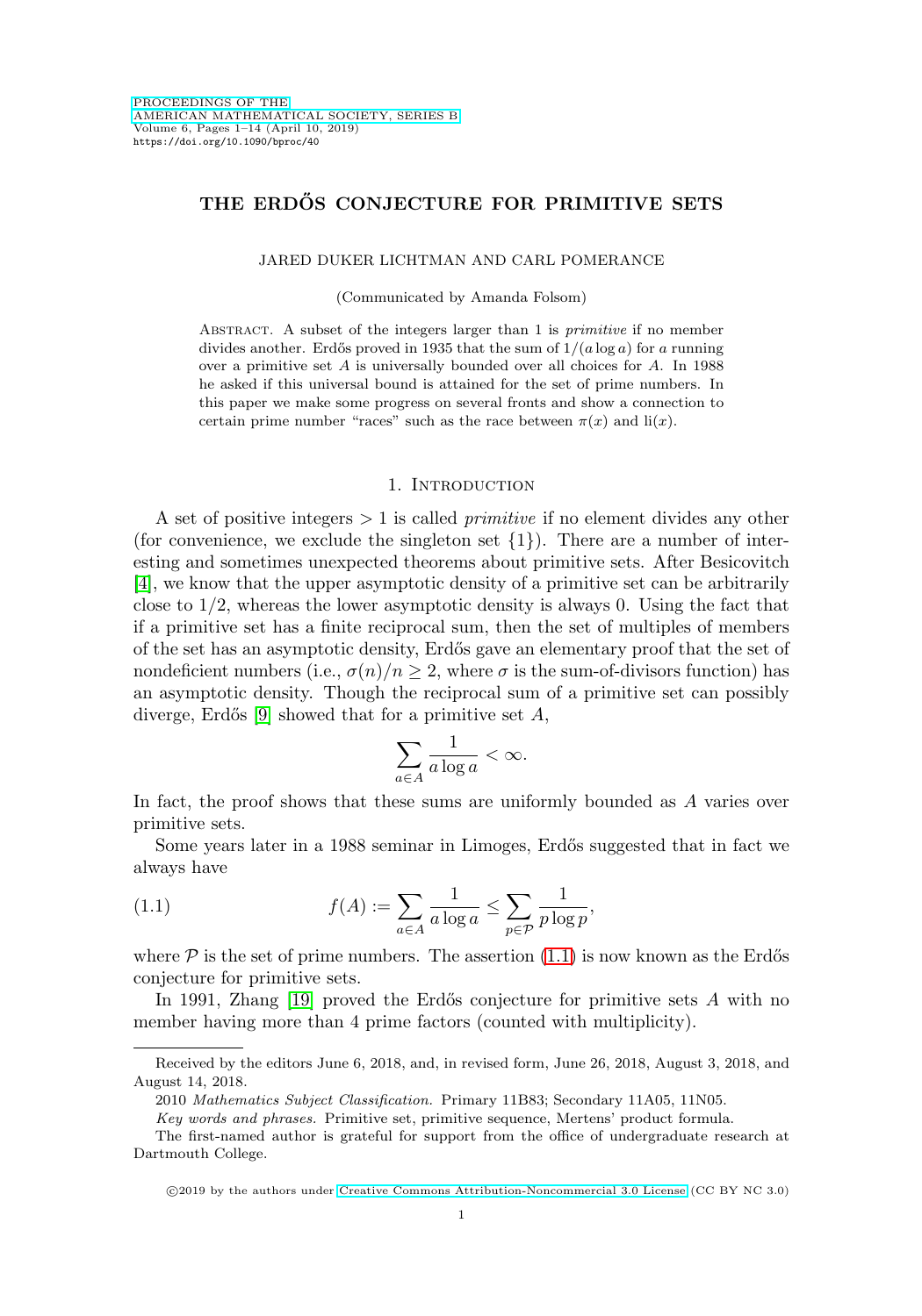# THE ERDŐS CONJECTURE FOR PRIMITIVE SETS

JARED DUKER LICHTMAN AND CARL POMERANCE

(Communicated by Amanda Folsom)

Abstract. A subset of the integers larger than 1 is *primitive* if no member divides another. Erdős proved in 1935 that the sum of $1/(a \log a)$ for $a$ running over a primitive set $A$ is universally bounded over all choices for $A$. In 1988 he asked if this universal bound is attained for the set of prime numbers. In this paper we make some progress on several fronts and show a connection to certain prime number "races" such as the race between $\pi(x)$ and $\mathrm{li}(x)$.

## 1. Introduction

A set of positive integers $> 1$ is called *primitive* if no element divides any other (for convenience, we exclude the singleton set $\{1\}$). There are a number of interesting and sometimes unexpected theorems about primitive sets. After Besicovitch [4], we know that the upper asymptotic density of a primitive set can be arbitrarily close to $1/2$, whereas the lower asymptotic density is always 0. Using the fact that if a primitive set has a finite reciprocal sum, then the set of multiples of members of the set has an asymptotic density, Erdős gave an elementary proof that the set of nondeficient numbers (i.e., $\sigma(n)/n \geq 2$, where $\sigma$ is the sum-of-divisors function) has an asymptotic density. Though the reciprocal sum of a primitive set can possibly diverge, Erdős [9] showed that for a primitive set $A$,

$$\sum_{a \in A} \frac{1}{a \log a} < \infty.$$

In fact, the proof shows that these sums are uniformly bounded as $A$ varies over primitive sets.

Some years later in a 1988 seminar in Limoges, Erdős suggested that in fact we always have

$$f(A) := \sum_{a \in A} \frac{1}{a \log a} \leq \sum_{p \in \mathcal{P}} \frac{1}{p \log p}, \tag{1.1}$$

where $\mathcal{P}$ is the set of prime numbers. The assertion (1.1) is now known as the Erdős conjecture for primitive sets.

In 1991, Zhang [19] proved the Erdős conjecture for primitive sets $A$ with no member having more than 4 prime factors (counted with multiplicity).

---

Received by the editors June 6, 2018, and, in revised form, June 26, 2018, August 3, 2018, and August 14, 2018.

2010 *Mathematics Subject Classification.* Primary 11B83; Secondary 11A05, 11N05.

*Key words and phrases.* Primitive set, primitive sequence, Mertens' product formula.

The first-named author is grateful for support from the office of undergraduate research at Dartmouth College.

©2019 by the authors under Creative Commons Attribution-Noncommercial 3.0 License (CC BY NC 3.0)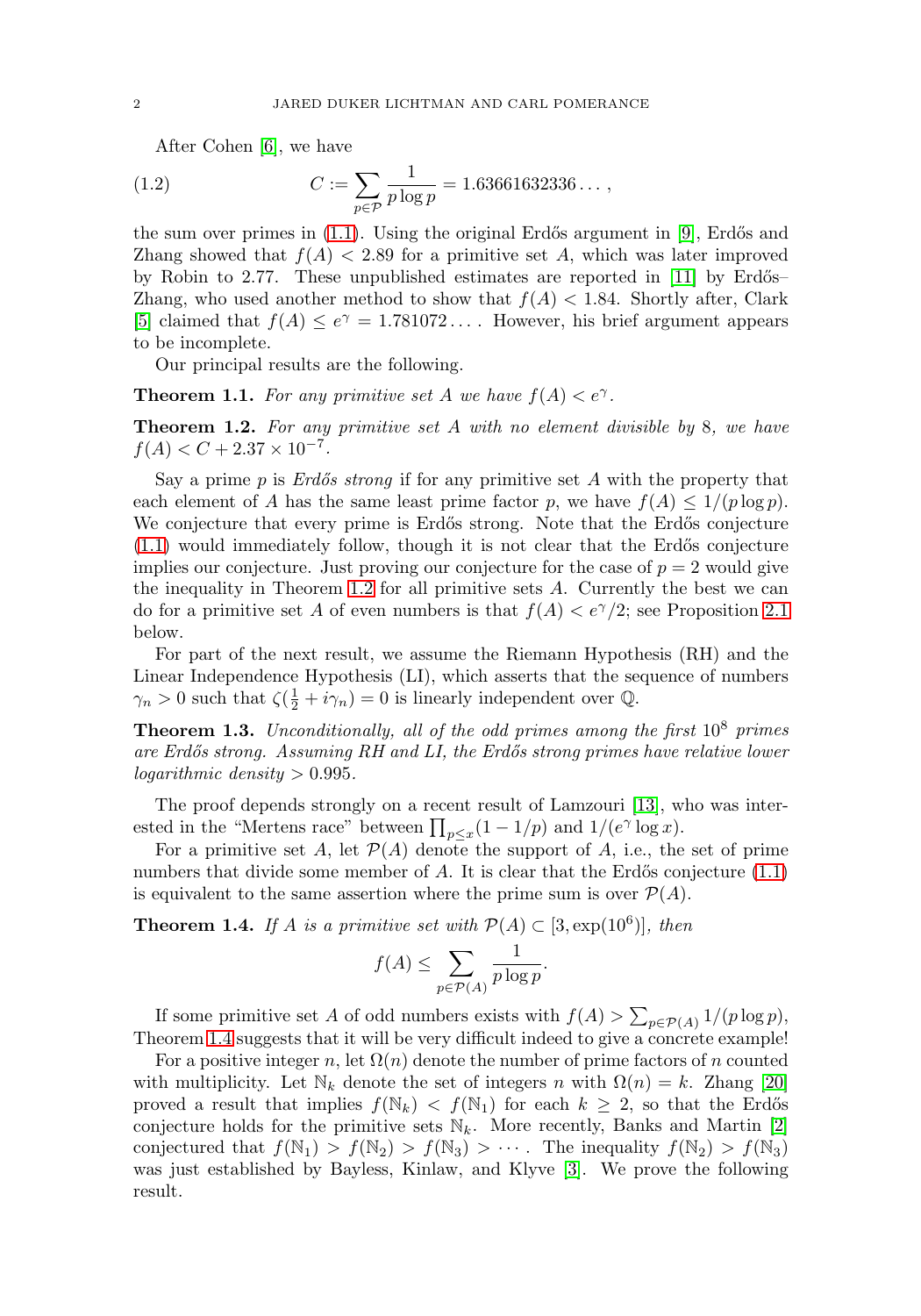After Cohen [6], we have

$$C := \sum_{p\in\mathcal{P}} \frac{1}{p\log p} = 1.63661632336\dots, \tag{1.2}$$

the sum over primes in (1.1). Using the original Erdős argument in [9], Erdős and Zhang showed that $f(A) < 2.89$ for a primitive set $A$, which was later improved by Robin to 2.77. These unpublished estimates are reported in [11] by Erdős–Zhang, who used another method to show that $f(A) < 1.84$. Shortly after, Clark [5] claimed that $f(A) \le e^\gamma = 1.781072\dots$. However, his brief argument appears to be incomplete.

Our principal results are the following.

**Theorem 1.1.** *For any primitive set $A$ we have $f(A) < e^\gamma$.*

**Theorem 1.2.** *For any primitive set $A$ with no element divisible by 8, we have $f(A) < C + 2.37 \times 10^{-7}$.*

Say a prime $p$ is *Erdős strong* if for any primitive set $A$ with the property that each element of $A$ has the same least prime factor $p$, we have $f(A) \le 1/(p\log p)$. We conjecture that every prime is Erdős strong. Note that the Erdős conjecture (1.1) would immediately follow, though it is not clear that the Erdős conjecture implies our conjecture. Just proving our conjecture for the case of $p = 2$ would give the inequality in Theorem 1.2 for all primitive sets $A$. Currently the best we can do for a primitive set $A$ of even numbers is that $f(A) < e^\gamma/2$; see Proposition 2.1 below.

For part of the next result, we assume the Riemann Hypothesis (RH) and the Linear Independence Hypothesis (LI), which asserts that the sequence of numbers $\gamma_n > 0$ such that $\zeta(\frac{1}{2} + i\gamma_n) = 0$ is linearly independent over $\mathbb{Q}$.

**Theorem 1.3.** *Unconditionally, all of the odd primes among the first $10^8$ primes are Erdős strong. Assuming RH and LI, the Erdős strong primes have relative lower logarithmic density $> 0.995$.*

The proof depends strongly on a recent result of Lamzouri [13], who was interested in the "Mertens race" between $\prod_{p\le x}(1 - 1/p)$ and $1/(e^\gamma \log x)$.

For a primitive set $A$, let $\mathcal{P}(A)$ denote the support of $A$, i.e., the set of prime numbers that divide some member of $A$. It is clear that the Erdős conjecture (1.1) is equivalent to the same assertion where the prime sum is over $\mathcal{P}(A)$.

**Theorem 1.4.** *If $A$ is a primitive set with $\mathcal{P}(A) \subset [3, \exp(10^6)]$, then*

$$f(A) \le \sum_{p\in\mathcal{P}(A)} \frac{1}{p\log p}.$$

If some primitive set $A$ of odd numbers exists with $f(A) > \sum_{p\in\mathcal{P}(A)} 1/(p\log p)$, Theorem 1.4 suggests that it will be very difficult indeed to give a concrete example!

For a positive integer $n$, let $\Omega(n)$ denote the number of prime factors of $n$ counted with multiplicity. Let $\mathbb{N}_k$ denote the set of integers $n$ with $\Omega(n) = k$. Zhang [20] proved a result that implies $f(\mathbb{N}_k) < f(\mathbb{N}_1)$ for each $k \ge 2$, so that the Erdős conjecture holds for the primitive sets $\mathbb{N}_k$. More recently, Banks and Martin [2] conjectured that $f(\mathbb{N}_1) > f(\mathbb{N}_2) > f(\mathbb{N}_3) > \cdots$. The inequality $f(\mathbb{N}_2) > f(\mathbb{N}_3)$ was just established by Bayless, Kinlaw, and Klyve [3]. We prove the following result.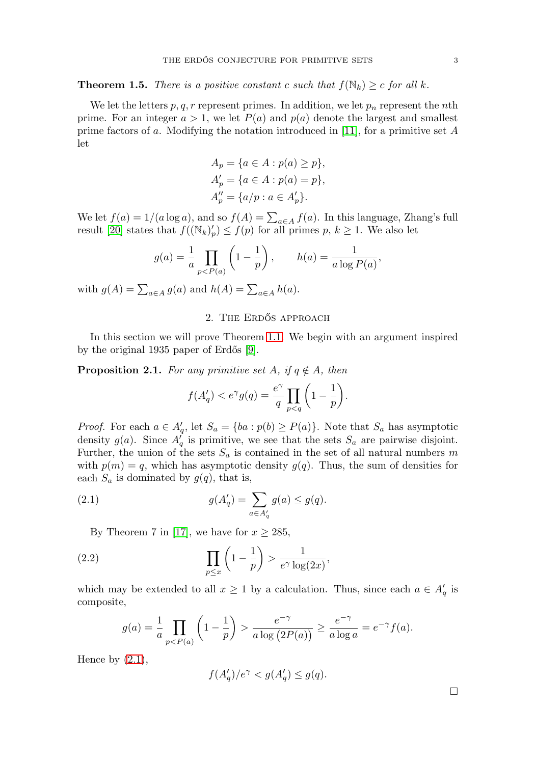**Theorem 1.5.** *There is a positive constant $c$ such that $f(\mathbb{N}_k) \geq c$ for all $k$.*

We let the letters $p, q, r$ represent primes. In addition, we let $p_n$ represent the $n$th prime. For an integer $a > 1$, we let $P(a)$ and $p(a)$ denote the largest and smallest prime factors of $a$. Modifying the notation introduced in [11], for a primitive set $A$ let

$$A_p = \{a \in A : p(a) \geq p\},$$
$$A'_p = \{a \in A : p(a) = p\},$$
$$A''_p = \{a/p : a \in A'_p\}.$$

We let $f(a) = 1/(a \log a)$, and so $f(A) = \sum_{a \in A} f(a)$. In this language, Zhang's full result [20] states that $f((\mathbb{N}_k)'_p) \leq f(p)$ for all primes $p$, $k \geq 1$. We also let

$$g(a) = \frac{1}{a} \prod_{p < P(a)} \left(1 - \frac{1}{p}\right), \qquad h(a) = \frac{1}{a \log P(a)},$$

with $g(A) = \sum_{a \in A} g(a)$ and $h(A) = \sum_{a \in A} h(a)$.

## 2. The Erdős approach

In this section we will prove Theorem 1.1. We begin with an argument inspired by the original 1935 paper of Erdős [9].

**Proposition 2.1.** *For any primitive set $A$, if $q \notin A$, then*

$$f(A'_q) < e^\gamma g(q) = \frac{e^\gamma}{q} \prod_{p < q} \left(1 - \frac{1}{p}\right).$$

*Proof.* For each $a \in A'_q$, let $S_a = \{ba : p(b) \geq P(a)\}$. Note that $S_a$ has asymptotic density $g(a)$. Since $A'_q$ is primitive, we see that the sets $S_a$ are pairwise disjoint. Further, the union of the sets $S_a$ is contained in the set of all natural numbers $m$ with $p(m) = q$, which has asymptotic density $g(q)$. Thus, the sum of densities for each $S_a$ is dominated by $g(q)$, that is,

$$g(A'_q) = \sum_{a \in A'_q} g(a) \leq g(q). \tag{2.1}$$

By Theorem 7 in [17], we have for $x \geq 285$,

$$\prod_{p \leq x} \left(1 - \frac{1}{p}\right) > \frac{1}{e^\gamma \log(2x)}, \tag{2.2}$$

which may be extended to all $x \geq 1$ by a calculation. Thus, since each $a \in A'_q$ is composite,

$$g(a) = \frac{1}{a} \prod_{p < P(a)} \left(1 - \frac{1}{p}\right) > \frac{e^{-\gamma}}{a \log\big(2P(a)\big)} \geq \frac{e^{-\gamma}}{a \log a} = e^{-\gamma} f(a).$$

Hence by (2.1),

$$f(A'_q)/e^\gamma < g(A'_q) \leq g(q).$$

$\square$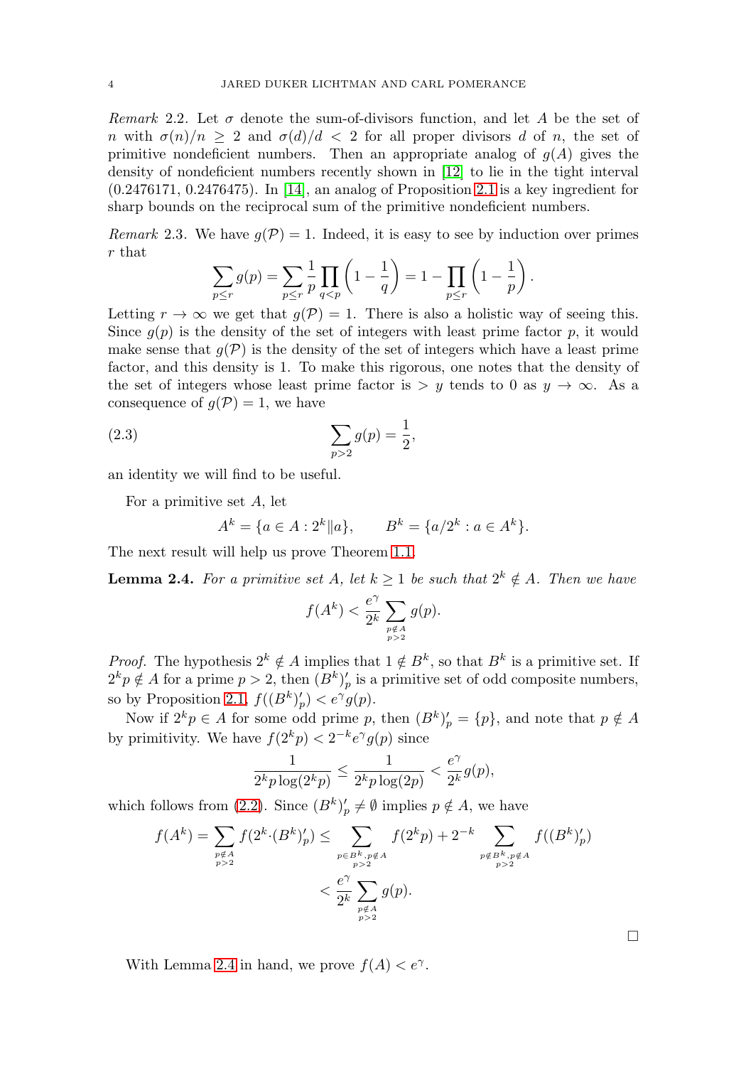*Remark* 2.2. Let $\sigma$ denote the sum-of-divisors function, and let $A$ be the set of $n$ with $\sigma(n)/n \geq 2$ and $\sigma(d)/d < 2$ for all proper divisors $d$ of $n$, the set of primitive nondeficient numbers. Then an appropriate analog of $g(A)$ gives the density of nondeficient numbers recently shown in [12] to lie in the tight interval $(0.2476171, 0.2476475)$. In [14], an analog of Proposition 2.1 is a key ingredient for sharp bounds on the reciprocal sum of the primitive nondeficient numbers.

*Remark* 2.3. We have $g(\mathcal{P}) = 1$. Indeed, it is easy to see by induction over primes $r$ that

$$\sum_{p\leq r} g(p) = \sum_{p \leq r} \frac{1}{p} \prod_{q<p}\left(1 - \frac{1}{q}\right) = 1 - \prod_{p\leq r}\left(1 - \frac{1}{p}\right).$$

Letting $r \to \infty$ we get that $g(\mathcal{P}) = 1$. There is also a holistic way of seeing this. Since $g(p)$ is the density of the set of integers with least prime factor $p$, it would make sense that $g(\mathcal{P})$ is the density of the set of integers which have a least prime factor, and this density is 1. To make this rigorous, one notes that the density of the set of integers whose least prime factor is $> y$ tends to 0 as $y \to \infty$. As a consequence of $g(\mathcal{P}) = 1$, we have

$$\sum_{p>2} g(p) = \frac{1}{2}, \tag{2.3}$$

an identity we will find to be useful.

For a primitive set $A$, let

$$A^k = \{a \in A : 2^k \| a\}, \qquad B^k = \{a/2^k : a \in A^k\}.$$

The next result will help us prove Theorem 1.1.

**Lemma 2.4.** *For a primitive set $A$, let $k \geq 1$ be such that $2^k \notin A$. Then we have*

$$f(A^k) < \frac{e^\gamma}{2^k} \sum_{\substack{p \notin A \\ p>2}} g(p).$$

*Proof.* The hypothesis $2^k \notin A$ implies that $1 \notin B^k$, so that $B^k$ is a primitive set. If $2^k p \notin A$ for a prime $p > 2$, then $(B^k)'_p$ is a primitive set of odd composite numbers, so by Proposition 2.1, $f((B^k)'_p) < e^\gamma g(p)$.

Now if $2^k p \in A$ for some odd prime $p$, then $(B^k)'_p = \{p\}$, and note that $p \notin A$ by primitivity. We have $f(2^k p) < 2^{-k} e^\gamma g(p)$ since

$$\frac{1}{2^k p \log(2^k p)} \leq \frac{1}{2^k p \log(2p)} < \frac{e^\gamma}{2^k} g(p),$$

which follows from (2.2). Since $(B^k)'_p \neq \emptyset$ implies $p \notin A$, we have

$$\begin{aligned}
f(A^k) = \sum_{\substack{p \notin A \\ p>2}} f(2^k \cdot (B^k)'_p) &\leq \sum_{\substack{p \in B^k, p\notin A \\ p>2}} f(2^k p) + 2^{-k} \sum_{\substack{p \notin B^k, p \notin A \\ p>2}} f((B^k)'_p) \\
&< \frac{e^\gamma}{2^k} \sum_{\substack{p \notin A \\ p>2}} g(p).
\end{aligned}$$

$\square$

With Lemma 2.4 in hand, we prove $f(A) < e^\gamma$.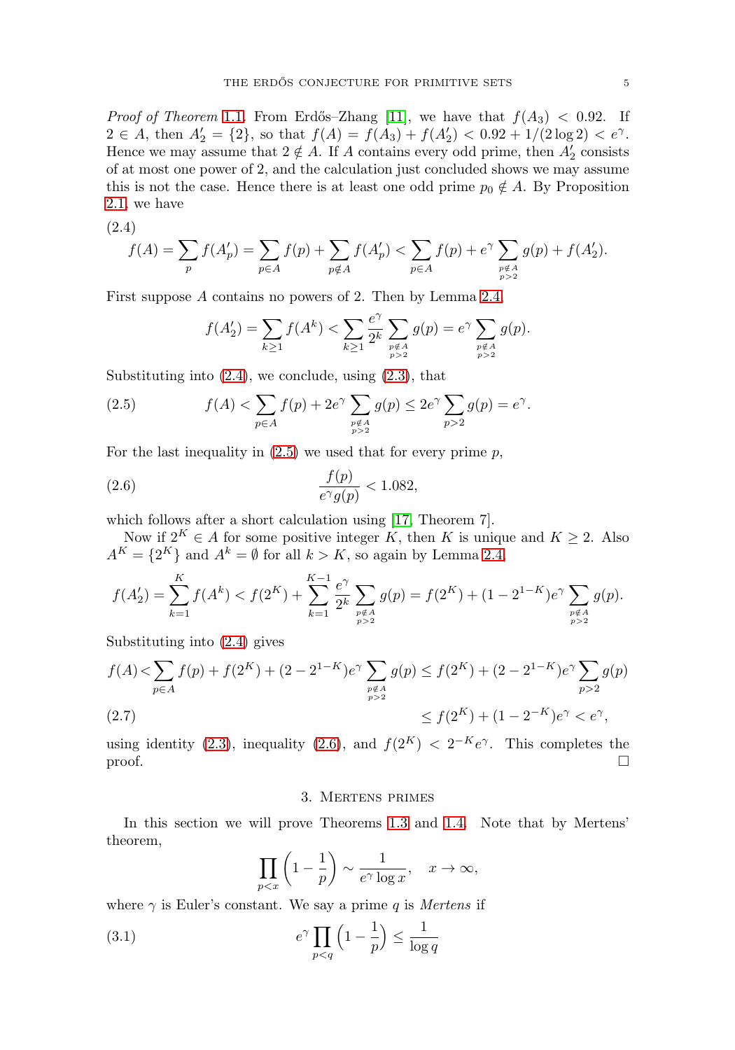*Proof of Theorem 1.1.* From Erdős–Zhang [11], we have that $f(A_3) < 0.92$. If $2 \in A$, then $A_2' = \{2\}$, so that $f(A) = f(A_3) + f(A_2') < 0.92 + 1/(2\log 2) < e^\gamma$. Hence we may assume that $2 \notin A$. If $A$ contains every odd prime, then $A_2'$ consists of at most one power of 2, and the calculation just concluded shows we may assume this is not the case. Hence there is at least one odd prime $p_0 \notin A$. By Proposition 2.1, we have

(2.4)
$$f(A) = \sum_p f(A_p') = \sum_{p\in A} f(p) + \sum_{p\notin A} f(A_p') < \sum_{p\in A} f(p) + e^\gamma \sum_{\substack{p\notin A\\ p>2}} g(p) + f(A_2').$$

First suppose $A$ contains no powers of 2. Then by Lemma 2.4,

$$f(A_2') = \sum_{k\geq 1} f(A^k) < \sum_{k\geq 1} \frac{e^\gamma}{2^k} \sum_{\substack{p\notin A\\ p>2}} g(p) = e^\gamma \sum_{\substack{p\notin A\\ p>2}} g(p).$$

Substituting into (2.4), we conclude, using (2.3), that

$$f(A) < \sum_{p\in A} f(p) + 2e^\gamma \sum_{\substack{p\notin A\\ p>2}} g(p) \leq 2e^\gamma \sum_{p>2} g(p) = e^\gamma. \tag{2.5}$$

For the last inequality in (2.5) we used that for every prime $p$,

$$\frac{f(p)}{e^\gamma g(p)} < 1.082, \tag{2.6}$$

which follows after a short calculation using [17, Theorem 7].

Now if $2^K \in A$ for some positive integer $K$, then $K$ is unique and $K \geq 2$. Also $A^K = \{2^K\}$ and $A^k = \emptyset$ for all $k > K$, so again by Lemma 2.4,

$$f(A_2') = \sum_{k=1}^{K} f(A^k) < f(2^K) + \sum_{k=1}^{K-1} \frac{e^\gamma}{2^k} \sum_{\substack{p\notin A\\ p>2}} g(p) = f(2^K) + (1-2^{1-K})e^\gamma \sum_{\substack{p\notin A\\ p>2}} g(p).$$

Substituting into (2.4) gives

$$\begin{aligned} f(A) < \sum_{p\in A} f(p) + f(2^K) + (2-2^{1-K})e^\gamma \sum_{\substack{p\notin A\\ p>2}} g(p) &\leq f(2^K) + (2-2^{1-K})e^\gamma \sum_{p>2} g(p) \\ &\leq f(2^K) + (1-2^{-K})e^\gamma < e^\gamma, \end{aligned} \tag{2.7}$$

using identity (2.3), inequality (2.6), and $f(2^K) < 2^{-K}e^\gamma$. This completes the proof. $\square$

## 3. Mertens primes

In this section we will prove Theorems 1.3 and 1.4. Note that by Mertens' theorem,

$$\prod_{p<x}\left(1-\frac{1}{p}\right) \sim \frac{1}{e^\gamma \log x}, \quad x\to\infty,$$

where $\gamma$ is Euler's constant. We say a prime $q$ is *Mertens* if

$$e^\gamma \prod_{p<q}\left(1-\frac{1}{p}\right) \leq \frac{1}{\log q} \tag{3.1}$$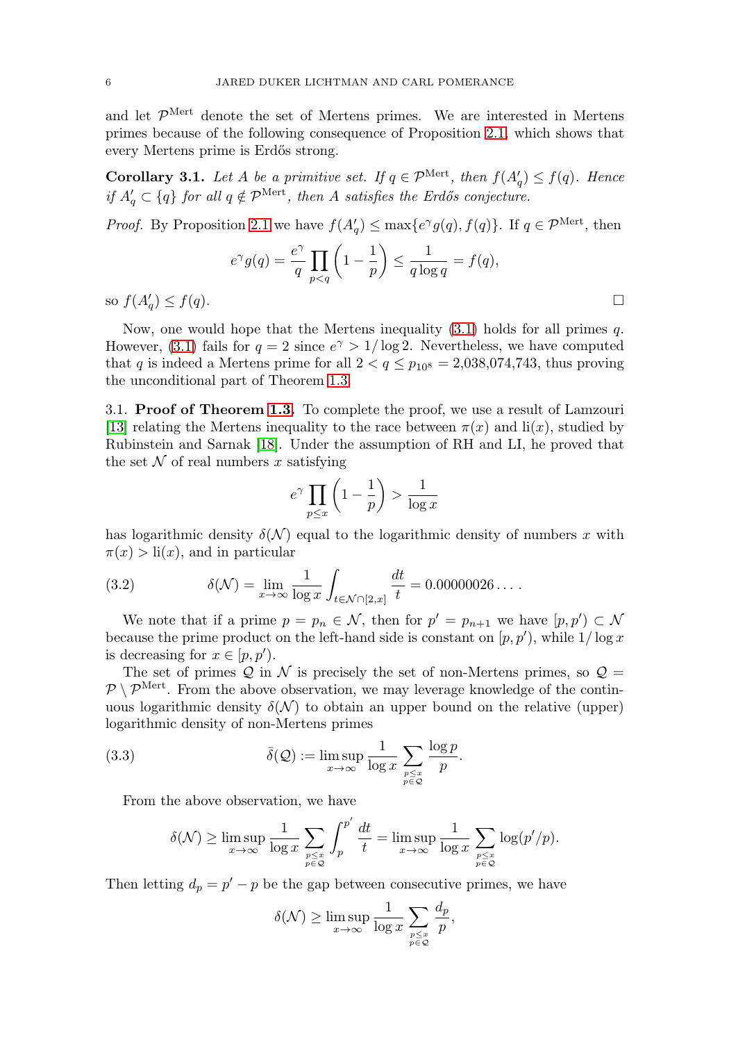and let $\mathcal{P}^{\rm Mert}$ denote the set of Mertens primes. We are interested in Mertens primes because of the following consequence of Proposition 2.1, which shows that every Mertens prime is Erdős strong.

**Corollary 3.1.** *Let $A$ be a primitive set. If $q \in \mathcal{P}^{\rm Mert}$, then $f(A'_q) \le f(q)$. Hence if $A'_q \subset \{q\}$ for all $q \notin \mathcal{P}^{\rm Mert}$, then $A$ satisfies the Erdős conjecture.*

*Proof.* By Proposition 2.1 we have $f(A'_q) \le \max\{e^\gamma g(q), f(q)\}$. If $q \in \mathcal{P}^{\rm Mert}$, then

$$e^\gamma g(q) = \frac{e^\gamma}{q}\prod_{p<q}\left(1-\frac{1}{p}\right) \le \frac{1}{q\log q} = f(q),$$

so $f(A'_q) \le f(q)$. $\square$

Now, one would hope that the Mertens inequality (3.1) holds for all primes $q$. However, (3.1) fails for $q = 2$ since $e^\gamma > 1/\log 2$. Nevertheless, we have computed that $q$ is indeed a Mertens prime for all $2 < q \le p_{10^8} = 2{,}038{,}074{,}743$, thus proving the unconditional part of Theorem 1.3.

### 3.1. Proof of Theorem 1.3.

To complete the proof, we use a result of Lamzouri [13] relating the Mertens inequality to the race between $\pi(x)$ and $\mathrm{li}(x)$, studied by Rubinstein and Sarnak [18]. Under the assumption of RH and LI, he proved that the set $\mathcal{N}$ of real numbers $x$ satisfying

$$e^\gamma \prod_{p\le x}\left(1-\frac{1}{p}\right) > \frac{1}{\log x}$$

has logarithmic density $\delta(\mathcal{N})$ equal to the logarithmic density of numbers $x$ with $\pi(x) > \mathrm{li}(x)$, and in particular

$$\delta(\mathcal{N}) = \lim_{x\to\infty}\frac{1}{\log x}\int_{t\in\mathcal{N}\cap[2,x]}\frac{dt}{t} = 0.00000026\ldots. \tag{3.2}$$

We note that if a prime $p = p_n \in \mathcal{N}$, then for $p' = p_{n+1}$ we have $[p,p') \subset \mathcal{N}$ because the prime product on the left-hand side is constant on $[p,p')$, while $1/\log x$ is decreasing for $x \in [p,p')$.

The set of primes $\mathcal{Q}$ in $\mathcal{N}$ is precisely the set of non-Mertens primes, so $\mathcal{Q} = \mathcal{P}\setminus\mathcal{P}^{\rm Mert}$. From the above observation, we may leverage knowledge of the continuous logarithmic density $\delta(\mathcal{N})$ to obtain an upper bound on the relative (upper) logarithmic density of non-Mertens primes

$$\bar{\delta}(\mathcal{Q}) := \limsup_{x\to\infty}\frac{1}{\log x}\sum_{\substack{p\le x\\ p\in\mathcal{Q}}}\frac{\log p}{p}. \tag{3.3}$$

From the above observation, we have

$$\delta(\mathcal{N}) \ge \limsup_{x\to\infty}\frac{1}{\log x}\sum_{\substack{p\le x\\ p\in\mathcal{Q}}}\int_p^{p'}\frac{dt}{t} = \limsup_{x\to\infty}\frac{1}{\log x}\sum_{\substack{p\le x\\ p\in\mathcal{Q}}}\log(p'/p).$$

Then letting $d_p = p' - p$ be the gap between consecutive primes, we have

$$\delta(\mathcal{N}) \ge \limsup_{x\to\infty}\frac{1}{\log x}\sum_{\substack{p\le x\\ p\in\mathcal{Q}}}\frac{d_p}{p},$$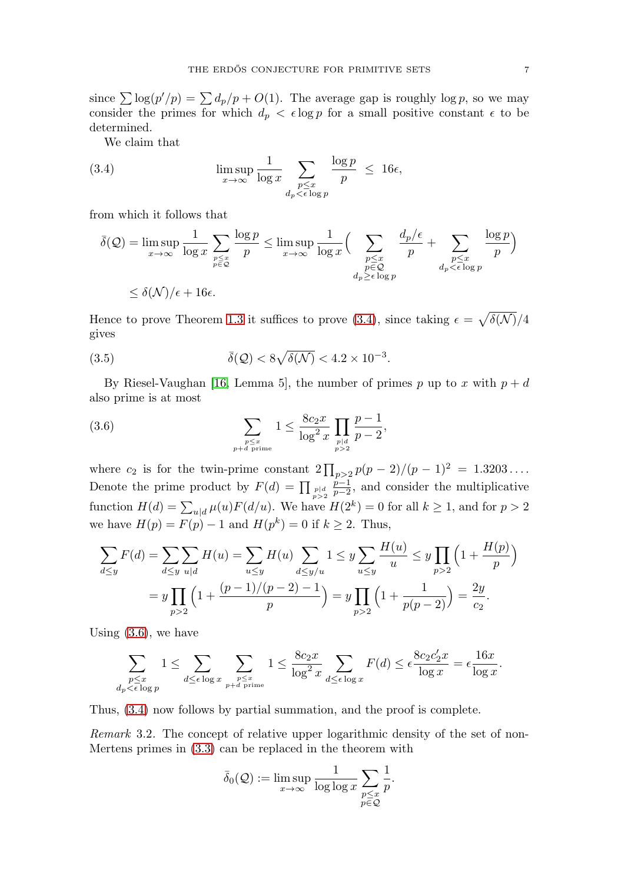since $\sum \log(p'/p) = \sum d_p/p + O(1)$. The average gap is roughly $\log p$, so we may consider the primes for which $d_p < \epsilon \log p$ for a small positive constant $\epsilon$ to be determined.

We claim that

$$\limsup_{x\to\infty} \frac{1}{\log x} \sum_{\substack{p\le x\\ d_p<\epsilon\log p}} \frac{\log p}{p} \;\le\; 16\epsilon, \tag{3.4}$$

from which it follows that

$$\bar{\delta}(\mathcal{Q}) = \limsup_{x\to\infty} \frac{1}{\log x}\sum_{\substack{p\le x\\ p\in\mathcal{Q}}} \frac{\log p}{p} \le \limsup_{x\to\infty} \frac{1}{\log x}\Big( \sum_{\substack{p\le x\\ p\in\mathcal{Q}\\ d_p\ge\epsilon\log p}} \frac{d_p/\epsilon}{p} + \sum_{\substack{p\le x\\ d_p<\epsilon\log p}} \frac{\log p}{p}\Big)$$

$$\le \delta(\mathcal{N})/\epsilon + 16\epsilon.$$

Hence to prove Theorem 1.3 it suffices to prove (3.4), since taking $\epsilon = \sqrt{\delta(\mathcal{N})}/4$ gives

$$\bar{\delta}(\mathcal{Q}) < 8\sqrt{\delta(\mathcal{N})} < 4.2\times 10^{-3}. \tag{3.5}$$

By Riesel-Vaughan [16, Lemma 5], the number of primes $p$ up to $x$ with $p+d$ also prime is at most

$$\sum_{\substack{p\le x\\ p+d \text{ prime}}} 1 \le \frac{8c_2 x}{\log^2 x}\prod_{\substack{p\mid d\\ p>2}} \frac{p-1}{p-2}, \tag{3.6}$$

where $c_2$ is for the twin-prime constant $2\prod_{p>2} p(p-2)/(p-1)^2 = 1.3203\ldots$. Denote the prime product by $F(d) = \prod_{\substack{p\mid d\\ p>2}} \frac{p-1}{p-2}$, and consider the multiplicative function $H(d) = \sum_{u\mid d}\mu(u)F(d/u)$. We have $H(2^k)=0$ for all $k\ge 1$, and for $p>2$ we have $H(p) = F(p)-1$ and $H(p^k)=0$ if $k\ge 2$. Thus,

$$\sum_{d\le y} F(d) = \sum_{d\le y}\sum_{u\mid d} H(u) = \sum_{u\le y} H(u)\sum_{d\le y/u} 1 \le y\sum_{u\le y}\frac{H(u)}{u} \le y\prod_{p>2}\Big(1+\frac{H(p)}{p}\Big)$$

$$= y\prod_{p>2}\Big(1+\frac{(p-1)/(p-2)-1}{p}\Big) = y\prod_{p>2}\Big(1+\frac{1}{p(p-2)}\Big) = \frac{2y}{c_2}.$$

Using (3.6), we have

$$\sum_{\substack{p\le x\\ d_p<\epsilon\log p}} 1 \le \sum_{d\le\epsilon\log x}\ \sum_{\substack{p\le x\\ p+d \text{ prime}}} 1 \le \frac{8c_2 x}{\log^2 x}\sum_{d\le\epsilon\log x} F(d) \le \epsilon\frac{8c_2c_2' x}{\log x} = \epsilon\frac{16x}{\log x}.$$

Thus, (3.4) now follows by partial summation, and the proof is complete.

*Remark* 3.2. The concept of relative upper logarithmic density of the set of non-Mertens primes in (3.3) can be replaced in the theorem with

$$\bar{\delta}_0(\mathcal{Q}) := \limsup_{x\to\infty}\frac{1}{\log\log x}\sum_{\substack{p\le x\\ p\in\mathcal{Q}}}\frac{1}{p}.$$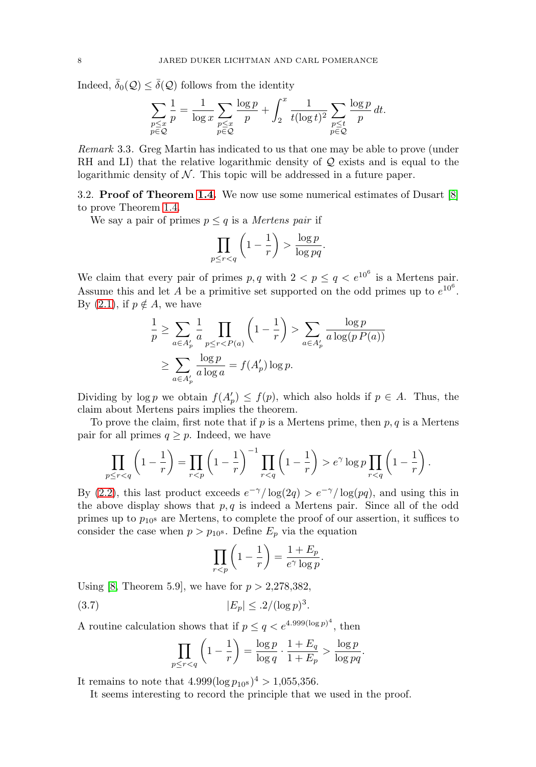Indeed, $\bar{\delta}_0(\mathcal{Q}) \le \bar{\delta}(\mathcal{Q})$ follows from the identity

$$\sum_{\substack{p\le x\\ p\in\mathcal{Q}}} \frac{1}{p} = \frac{1}{\log x}\sum_{\substack{p\le x\\ p\in\mathcal{Q}}} \frac{\log p}{p} + \int_2^x \frac{1}{t(\log t)^2}\sum_{\substack{p\le t\\ p\in\mathcal{Q}}} \frac{\log p}{p}\,dt.$$

*Remark* 3.3. Greg Martin has indicated to us that one may be able to prove (under RH and LI) that the relative logarithmic density of $\mathcal{Q}$ exists and is equal to the logarithmic density of $\mathcal{N}$. This topic will be addressed in a future paper.

3.2. **Proof of Theorem 1.4.** We now use some numerical estimates of Dusart [8] to prove Theorem 1.4.

We say a pair of primes $p \le q$ is a *Mertens pair* if

$$\prod_{p\le r<q}\left(1-\frac{1}{r}\right) > \frac{\log p}{\log pq}.$$

We claim that every pair of primes $p, q$ with $2 < p \le q < e^{10^6}$ is a Mertens pair. Assume this and let $A$ be a primitive set supported on the odd primes up to $e^{10^6}$. By (2.1), if $p \notin A$, we have

$$\begin{aligned}
\frac{1}{p} &\ge \sum_{a\in A'_p}\frac{1}{a}\prod_{p\le r<P(a)}\left(1-\frac{1}{r}\right) > \sum_{a\in A'_p}\frac{\log p}{a\log(p\,P(a))}\\
&\ge \sum_{a\in A'_p}\frac{\log p}{a\log a} = f(A'_p)\log p.
\end{aligned}$$

Dividing by $\log p$ we obtain $f(A'_p) \le f(p)$, which also holds if $p \in A$. Thus, the claim about Mertens pairs implies the theorem.

To prove the claim, first note that if $p$ is a Mertens prime, then $p, q$ is a Mertens pair for all primes $q \ge p$. Indeed, we have

$$\prod_{p\le r<q}\left(1-\frac{1}{r}\right) = \prod_{r<p}\left(1-\frac{1}{r}\right)^{-1}\prod_{r<q}\left(1-\frac{1}{r}\right) > e^{\gamma}\log p\prod_{r<q}\left(1-\frac{1}{r}\right).$$

By (2.2), this last product exceeds $e^{-\gamma}/\log(2q) > e^{-\gamma}/\log(pq)$, and using this in the above display shows that $p, q$ is indeed a Mertens pair. Since all of the odd primes up to $p_{10^8}$ are Mertens, to complete the proof of our assertion, it suffices to consider the case when $p > p_{10^8}$. Define $E_p$ via the equation

$$\prod_{r<p}\left(1-\frac{1}{r}\right) = \frac{1+E_p}{e^{\gamma}\log p}.$$

Using [8, Theorem 5.9], we have for $p > 2{,}278{,}382$,

$$|E_p| \le .2/(\log p)^3. \tag{3.7}$$

A routine calculation shows that if $p \le q < e^{4.999(\log p)^4}$, then

$$\prod_{p\le r<q}\left(1-\frac{1}{r}\right) = \frac{\log p}{\log q}\cdot\frac{1+E_q}{1+E_p} > \frac{\log p}{\log pq}.$$

It remains to note that $4.999(\log p_{10^8})^4 > 1{,}055{,}356$.

It seems interesting to record the principle that we used in the proof.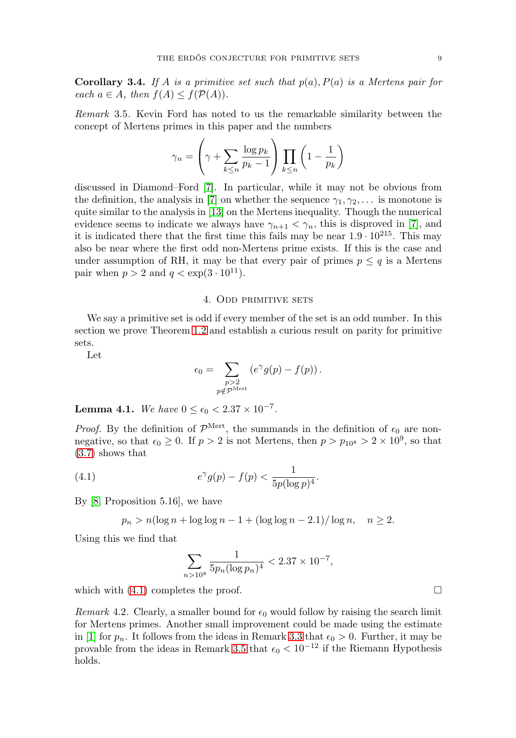**Corollary 3.4.** *If $A$ is a primitive set such that $p(a), P(a)$ is a Mertens pair for each $a \in A$, then $f(A) \le f(\mathcal{P}(A))$.*

*Remark* 3.5. Kevin Ford has noted to us the remarkable similarity between the concept of Mertens primes in this paper and the numbers

$$\gamma_n = \left( \gamma + \sum_{k \le n} \frac{\log p_k}{p_k - 1} \right) \prod_{k \le n} \left( 1 - \frac{1}{p_k} \right)$$

discussed in Diamond–Ford [7]. In particular, while it may not be obvious from the definition, the analysis in [7] on whether the sequence $\gamma_1, \gamma_2, \ldots$ is monotone is quite similar to the analysis in [13] on the Mertens inequality. Though the numerical evidence seems to indicate we always have $\gamma_{n+1} < \gamma_n$, this is disproved in [7], and it is indicated there that the first time this fails may be near $1.9 \cdot 10^{215}$. This may also be near where the first odd non-Mertens prime exists. If this is the case and under assumption of RH, it may be that every pair of primes $p \le q$ is a Mertens pair when $p > 2$ and $q < \exp(3 \cdot 10^{11})$.

## 4. Odd primitive sets

We say a primitive set is odd if every member of the set is an odd number. In this section we prove Theorem 1.2 and establish a curious result on parity for primitive sets.

Let

$$\epsilon_0 = \sum_{\substack{p > 2 \\ p \notin \mathcal{P}^{\text{Mert}}}} \left( e^{\gamma} g(p) - f(p) \right).$$

**Lemma 4.1.** *We have $0 \le \epsilon_0 < 2.37 \times 10^{-7}$.*

*Proof.* By the definition of $\mathcal{P}^{\text{Mert}}$, the summands in the definition of $\epsilon_0$ are non-negative, so that $\epsilon_0 \ge 0$. If $p > 2$ is not Mertens, then $p > p_{10^8} > 2 \times 10^9$, so that (3.7) shows that

$$e^{\gamma} g(p) - f(p) < \frac{1}{5p(\log p)^4}. \tag{4.1}$$

By [8, Proposition 5.16], we have

$$p_n > n(\log n + \log\log n - 1 + (\log\log n - 2.1)/\log n, \quad n \ge 2.$$

Using this we find that

$$\sum_{n > 10^8} \frac{1}{5p_n(\log p_n)^4} < 2.37 \times 10^{-7},$$

which with (4.1) completes the proof. □

*Remark* 4.2. Clearly, a smaller bound for $\epsilon_0$ would follow by raising the search limit for Mertens primes. Another small improvement could be made using the estimate in [1] for $p_n$. It follows from the ideas in Remark 3.3 that $\epsilon_0 > 0$. Further, it may be provable from the ideas in Remark 3.5 that $\epsilon_0 < 10^{-12}$ if the Riemann Hypothesis holds.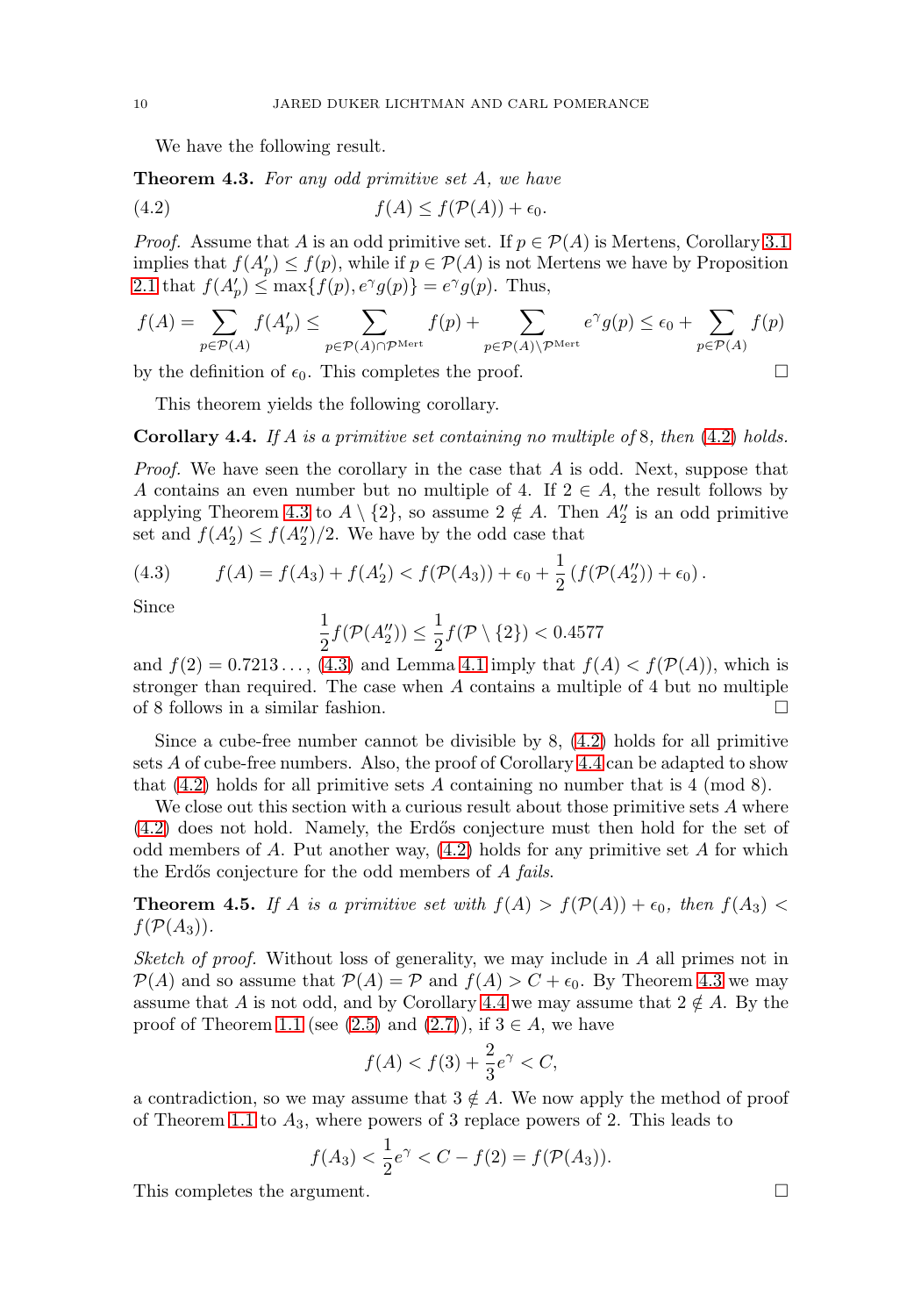We have the following result.

**Theorem 4.3.** *For any odd primitive set $A$, we have*

$$f(A) \le f(\mathcal{P}(A)) + \epsilon_0. \tag{4.2}$$

*Proof.* Assume that $A$ is an odd primitive set. If $p \in \mathcal{P}(A)$ is Mertens, Corollary 3.1 implies that $f(A'_p) \le f(p)$, while if $p \in \mathcal{P}(A)$ is not Mertens we have by Proposition 2.1 that $f(A'_p) \le \max\{f(p), e^\gamma g(p)\} = e^\gamma g(p)$. Thus,

$$f(A) = \sum_{p\in\mathcal{P}(A)} f(A'_p) \le \sum_{p\in\mathcal{P}(A)\cap\mathcal{P}^{\mathrm{Mert}}} f(p) + \sum_{p\in\mathcal{P}(A)\setminus\mathcal{P}^{\mathrm{Mert}}} e^\gamma g(p) \le \epsilon_0 + \sum_{p\in\mathcal{P}(A)} f(p)$$

by the definition of $\epsilon_0$. This completes the proof. □

This theorem yields the following corollary.

**Corollary 4.4.** *If $A$ is a primitive set containing no multiple of 8, then (4.2) holds.*

*Proof.* We have seen the corollary in the case that $A$ is odd. Next, suppose that $A$ contains an even number but no multiple of 4. If $2 \in A$, the result follows by applying Theorem 4.3 to $A \setminus \{2\}$, so assume $2 \notin A$. Then $A''_2$ is an odd primitive set and $f(A'_2) \le f(A''_2)/2$. We have by the odd case that

$$f(A) = f(A_3) + f(A'_2) < f(\mathcal{P}(A_3)) + \epsilon_0 + \frac{1}{2}\left(f(\mathcal{P}(A''_2)) + \epsilon_0\right). \tag{4.3}$$

Since

$$\frac{1}{2} f(\mathcal{P}(A''_2)) \le \frac{1}{2} f(\mathcal{P}\setminus\{2\}) < 0.4577$$

and $f(2) = 0.7213\ldots$, (4.3) and Lemma 4.1 imply that $f(A) < f(\mathcal{P}(A))$, which is stronger than required. The case when $A$ contains a multiple of 4 but no multiple of 8 follows in a similar fashion. □

Since a cube-free number cannot be divisible by 8, (4.2) holds for all primitive sets $A$ of cube-free numbers. Also, the proof of Corollary 4.4 can be adapted to show that (4.2) holds for all primitive sets $A$ containing no number that is 4 (mod 8).

We close out this section with a curious result about those primitive sets $A$ where (4.2) does not hold. Namely, the Erdős conjecture must then hold for the set of odd members of $A$. Put another way, (4.2) holds for any primitive set $A$ for which the Erdős conjecture for the odd members of $A$ *fails*.

**Theorem 4.5.** *If $A$ is a primitive set with $f(A) > f(\mathcal{P}(A)) + \epsilon_0$, then $f(A_3) < f(\mathcal{P}(A_3))$.*

*Sketch of proof.* Without loss of generality, we may include in $A$ all primes not in $\mathcal{P}(A)$ and so assume that $\mathcal{P}(A) = \mathcal{P}$ and $f(A) > C + \epsilon_0$. By Theorem 4.3 we may assume that $A$ is not odd, and by Corollary 4.4 we may assume that $2 \notin A$. By the proof of Theorem 1.1 (see (2.5) and (2.7)), if $3 \in A$, we have

$$f(A) < f(3) + \frac{2}{3}e^\gamma < C,$$

a contradiction, so we may assume that $3 \notin A$. We now apply the method of proof of Theorem 1.1 to $A_3$, where powers of 3 replace powers of 2. This leads to

$$f(A_3) < \frac{1}{2}e^\gamma < C - f(2) = f(\mathcal{P}(A_3)).$$

This completes the argument. □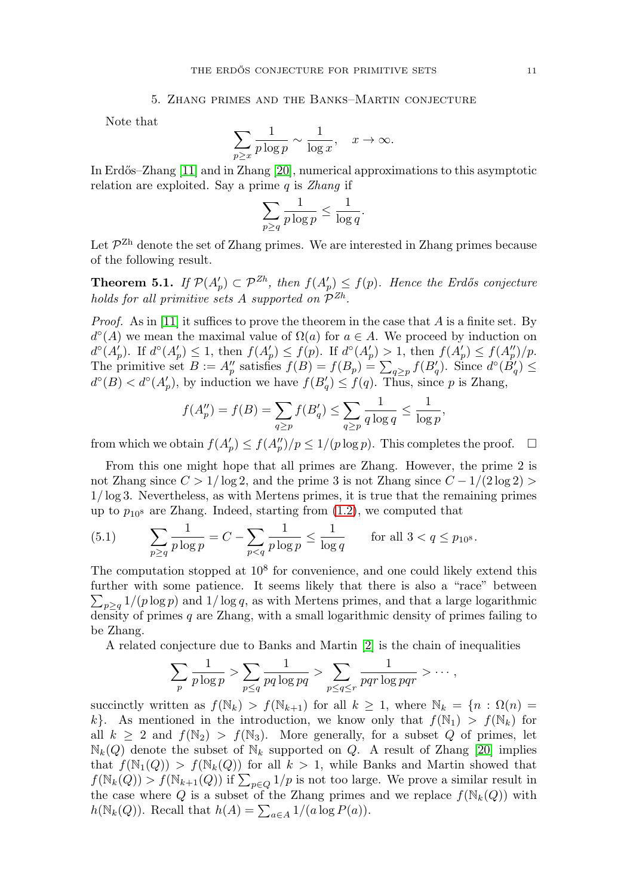## 5. Zhang primes and the Banks–Martin conjecture

Note that

$$\sum_{p\ge x}\frac{1}{p\log p}\sim\frac{1}{\log x},\quad x\to\infty.$$

In Erdős–Zhang [11] and in Zhang [20], numerical approximations to this asymptotic relation are exploited. Say a prime $q$ is *Zhang* if

$$\sum_{p\ge q}\frac{1}{p\log p}\le\frac{1}{\log q}.$$

Let $\mathcal{P}^{\rm Zh}$ denote the set of Zhang primes. We are interested in Zhang primes because of the following result.

**Theorem 5.1.** *If $\mathcal{P}(A'_p)\subset\mathcal{P}^{Zh}$, then $f(A'_p)\le f(p)$. Hence the Erdős conjecture holds for all primitive sets $A$ supported on $\mathcal{P}^{Zh}$.*

*Proof.* As in [11] it suffices to prove the theorem in the case that $A$ is a finite set. By $d^\circ(A)$ we mean the maximal value of $\Omega(a)$ for $a\in A$. We proceed by induction on $d^\circ(A'_p)$. If $d^\circ(A'_p)\le 1$, then $f(A'_p)\le f(p)$. If $d^\circ(A'_p)>1$, then $f(A'_p)\le f(A''_p)/p$. The primitive set $B:=A''_p$ satisfies $f(B)=f(B_p)=\sum_{q\ge p}f(B'_q)$. Since $d^\circ(B'_q)\le d^\circ(B)<d^\circ(A'_p)$, by induction we have $f(B'_q)\le f(q)$. Thus, since $p$ is Zhang,

$$f(A''_p)=f(B)=\sum_{q\ge p}f(B'_q)\le\sum_{q\ge p}\frac{1}{q\log q}\le\frac{1}{\log p},$$

from which we obtain $f(A'_p)\le f(A''_p)/p\le 1/(p\log p)$. This completes the proof. $\square$

From this one might hope that all primes are Zhang. However, the prime 2 is not Zhang since $C>1/\log 2$, and the prime 3 is not Zhang since $C-1/(2\log 2)>1/\log 3$. Nevertheless, as with Mertens primes, it is true that the remaining primes up to $p_{10^8}$ are Zhang. Indeed, starting from (1.2), we computed that

$$\sum_{p\ge q}\frac{1}{p\log p}=C-\sum_{p<q}\frac{1}{p\log p}\le\frac{1}{\log q}\qquad\text{for all } 3<q\le p_{10^8}. \tag{5.1}$$

The computation stopped at $10^8$ for convenience, and one could likely extend this further with some patience. It seems likely that there is also a "race" between $\sum_{p\ge q}1/(p\log p)$ and $1/\log q$, as with Mertens primes, and that a large logarithmic density of primes $q$ are Zhang, with a small logarithmic density of primes failing to be Zhang.

A related conjecture due to Banks and Martin [2] is the chain of inequalities

$$\sum_p\frac{1}{p\log p}>\sum_{p\le q}\frac{1}{pq\log pq}>\sum_{p\le q\le r}\frac{1}{pqr\log pqr}>\cdots,$$

succinctly written as $f(\mathbb{N}_k)>f(\mathbb{N}_{k+1})$ for all $k\ge 1$, where $\mathbb{N}_k=\{n:\Omega(n)=k\}$. As mentioned in the introduction, we know only that $f(\mathbb{N}_1)>f(\mathbb{N}_k)$ for all $k\ge 2$ and $f(\mathbb{N}_2)>f(\mathbb{N}_3)$. More generally, for a subset $Q$ of primes, let $\mathbb{N}_k(Q)$ denote the subset of $\mathbb{N}_k$ supported on $Q$. A result of Zhang [20] implies that $f(\mathbb{N}_1(Q))>f(\mathbb{N}_k(Q))$ for all $k>1$, while Banks and Martin showed that $f(\mathbb{N}_k(Q))>f(\mathbb{N}_{k+1}(Q))$ if $\sum_{p\in Q}1/p$ is not too large. We prove a similar result in the case where $Q$ is a subset of the Zhang primes and we replace $f(\mathbb{N}_k(Q))$ with $h(\mathbb{N}_k(Q))$. Recall that $h(A)=\sum_{a\in A}1/(a\log P(a))$.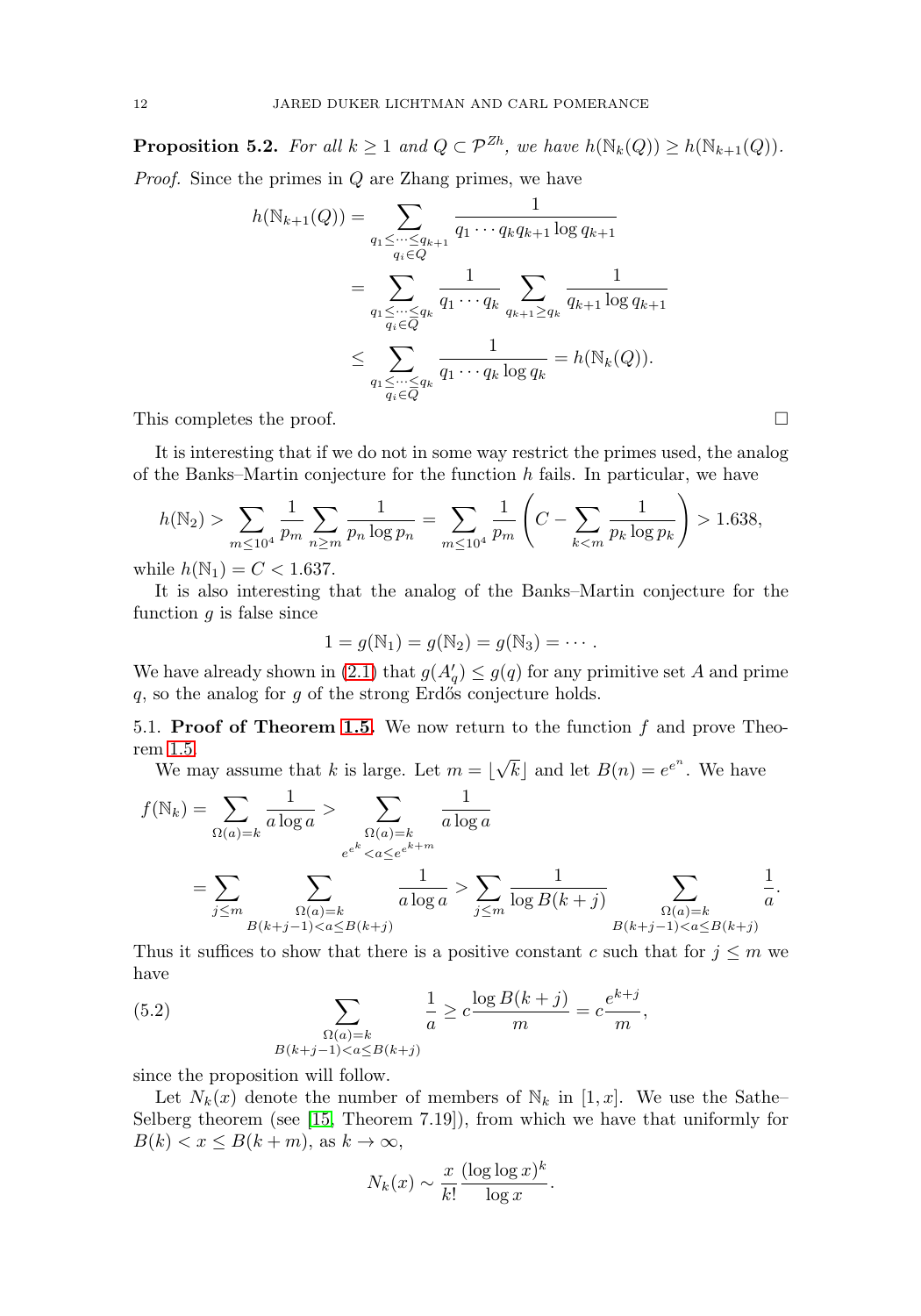**Proposition 5.2.** *For all $k \ge 1$ and $Q \subset \mathcal{P}^{Zh}$, we have $h(\mathbb{N}_k(Q)) \ge h(\mathbb{N}_{k+1}(Q))$.*

*Proof.* Since the primes in $Q$ are Zhang primes, we have

$$
\begin{aligned}
h(\mathbb{N}_{k+1}(Q)) &= \sum_{\substack{q_1 \le \cdots \le q_{k+1} \\ q_i \in Q}} \frac{1}{q_1 \cdots q_k q_{k+1} \log q_{k+1}} \\
&= \sum_{\substack{q_1 \le \cdots \le q_k \\ q_i \in Q}} \frac{1}{q_1 \cdots q_k} \sum_{q_{k+1} \ge q_k} \frac{1}{q_{k+1} \log q_{k+1}} \\
&\le \sum_{\substack{q_1 \le \cdots \le q_k \\ q_i \in Q}} \frac{1}{q_1 \cdots q_k \log q_k} = h(\mathbb{N}_k(Q)).
\end{aligned}
$$

This completes the proof. $\square$

It is interesting that if we do not in some way restrict the primes used, the analog of the Banks–Martin conjecture for the function $h$ fails. In particular, we have

$$
h(\mathbb{N}_2) > \sum_{m \le 10^4} \frac{1}{p_m} \sum_{n \ge m} \frac{1}{p_n \log p_n} = \sum_{m \le 10^4} \frac{1}{p_m} \left( C - \sum_{k < m} \frac{1}{p_k \log p_k} \right) > 1.638,
$$

while $h(\mathbb{N}_1) = C < 1.637$.

It is also interesting that the analog of the Banks–Martin conjecture for the function $g$ is false since

$$
1 = g(\mathbb{N}_1) = g(\mathbb{N}_2) = g(\mathbb{N}_3) = \cdots .
$$

We have already shown in (2.1) that $g(A'_q) \le g(q)$ for any primitive set $A$ and prime $q$, so the analog for $g$ of the strong Erdős conjecture holds.

5.1. **Proof of Theorem 1.5.** We now return to the function $f$ and prove Theorem 1.5.

We may assume that $k$ is large. Let $m = \lfloor \sqrt{k} \rfloor$ and let $B(n) = e^{e^n}$. We have

$$
\begin{aligned}
f(\mathbb{N}_k) = \sum_{\Omega(a)=k} \frac{1}{a \log a} &> \sum_{\substack{\Omega(a)=k \\ e^{e^k} < a \le e^{e^{k+m}}}} \frac{1}{a \log a} \\
&= \sum_{j \le m} \sum_{\substack{\Omega(a)=k \\ B(k+j-1) < a \le B(k+j)}} \frac{1}{a \log a} > \sum_{j \le m} \frac{1}{\log B(k+j)} \sum_{\substack{\Omega(a)=k \\ B(k+j-1) < a \le B(k+j)}} \frac{1}{a}.
\end{aligned}
$$

Thus it suffices to show that there is a positive constant $c$ such that for $j \le m$ we have

$$
\sum_{\substack{\Omega(a)=k \\ B(k+j-1) < a \le B(k+j)}} \frac{1}{a} \ge c \frac{\log B(k+j)}{m} = c \frac{e^{k+j}}{m}, \tag{5.2}
$$

since the proposition will follow.

Let $N_k(x)$ denote the number of members of $\mathbb{N}_k$ in $[1, x]$. We use the Sathe–Selberg theorem (see [15, Theorem 7.19]), from which we have that uniformly for $B(k) < x \le B(k+m)$, as $k \to \infty$,

$$
N_k(x) \sim \frac{x}{k!} \frac{(\log \log x)^k}{\log x}.
$$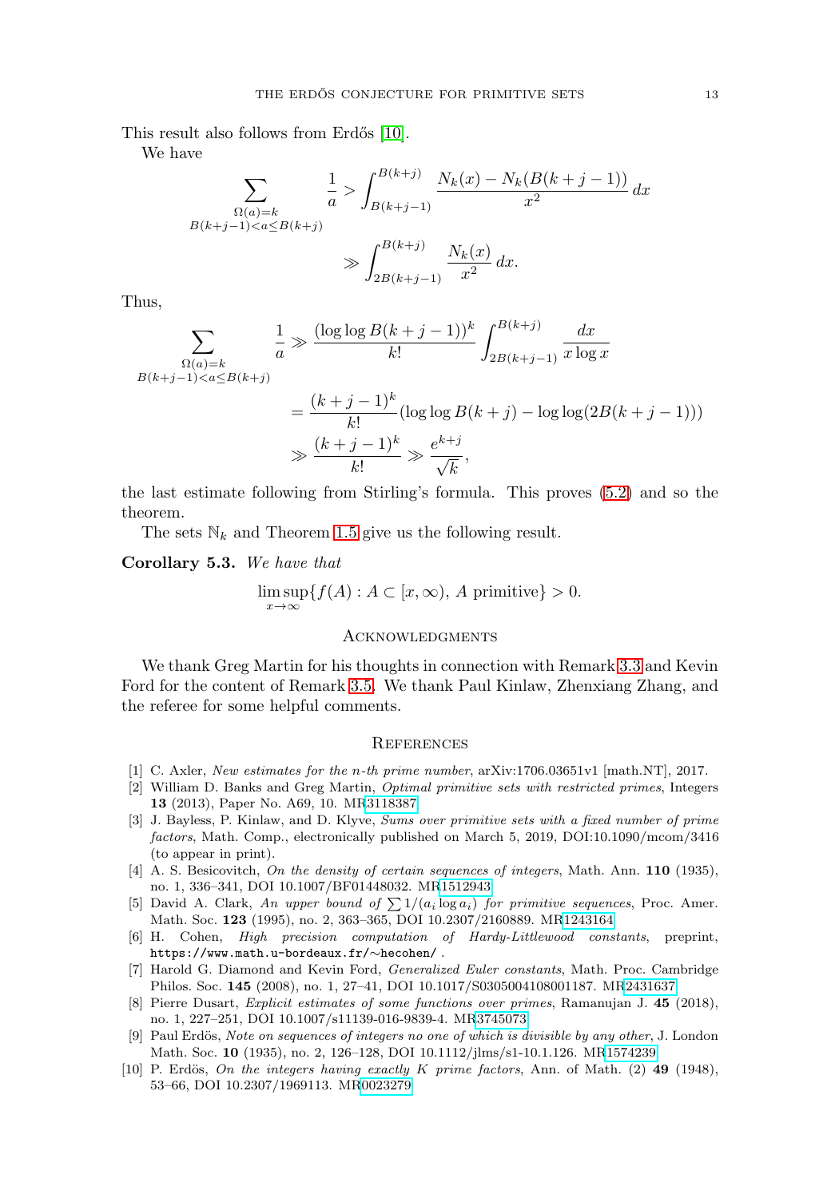This result also follows from Erdős [10].

We have

$$\sum_{\substack{\Omega(a)=k \\ B(k+j-1)<a\le B(k+j)}} \frac{1}{a} > \int_{B(k+j-1)}^{B(k+j)} \frac{N_k(x)-N_k(B(k+j-1))}{x^2}\,dx$$

$$\gg \int_{2B(k+j-1)}^{B(k+j)} \frac{N_k(x)}{x^2}\,dx.$$

Thus,

$$\sum_{\substack{\Omega(a)=k \\ B(k+j-1)<a\le B(k+j)}} \frac{1}{a} \gg \frac{(\log\log B(k+j-1))^k}{k!}\int_{2B(k+j-1)}^{B(k+j)} \frac{dx}{x\log x}$$

$$= \frac{(k+j-1)^k}{k!}(\log\log B(k+j) - \log\log(2B(k+j-1)))$$

$$\gg \frac{(k+j-1)^k}{k!} \gg \frac{e^{k+j}}{\sqrt{k}},$$

the last estimate following from Stirling's formula. This proves (5.2) and so the theorem.

The sets $\mathbb{N}_k$ and Theorem 1.5 give us the following result.

**Corollary 5.3.** *We have that*

$$\limsup_{x\to\infty}\{f(A) : A\subset[x,\infty),\ A \text{ primitive}\} > 0.$$

## Acknowledgments

We thank Greg Martin for his thoughts in connection with Remark 3.3 and Kevin Ford for the content of Remark 3.5. We thank Paul Kinlaw, Zhenxiang Zhang, and the referee for some helpful comments.

## References

[1] C. Axler, *New estimates for the n-th prime number*, arXiv:1706.03651v1 [math.NT], 2017.

[2] William D. Banks and Greg Martin, *Optimal primitive sets with restricted primes*, Integers **13** (2013), Paper No. A69, 10. MR3118387

[3] J. Bayless, P. Kinlaw, and D. Klyve, *Sums over primitive sets with a fixed number of prime factors*, Math. Comp., electronically published on March 5, 2019, DOI:10.1090/mcom/3416 (to appear in print).

[4] A. S. Besicovitch, *On the density of certain sequences of integers*, Math. Ann. **110** (1935), no. 1, 336–341, DOI 10.1007/BF01448032. MR1512943

[5] David A. Clark, *An upper bound of $\sum 1/(a_i \log a_i)$ for primitive sequences*, Proc. Amer. Math. Soc. **123** (1995), no. 2, 363–365, DOI 10.2307/2160889. MR1243164

[6] H. Cohen, *High precision computation of Hardy-Littlewood constants*, preprint, https://www.math.u-bordeaux.fr/~hecohen/ .

[7] Harold G. Diamond and Kevin Ford, *Generalized Euler constants*, Math. Proc. Cambridge Philos. Soc. **145** (2008), no. 1, 27–41, DOI 10.1017/S0305004108001187. MR2431637

[8] Pierre Dusart, *Explicit estimates of some functions over primes*, Ramanujan J. **45** (2018), no. 1, 227–251, DOI 10.1007/s11139-016-9839-4. MR3745073

[9] Paul Erdös, *Note on sequences of integers no one of which is divisible by any other*, J. London Math. Soc. **10** (1935), no. 2, 126–128, DOI 10.1112/jlms/s1-10.1.126. MR1574239

[10] P. Erdös, *On the integers having exactly K prime factors*, Ann. of Math. (2) **49** (1948), 53–66, DOI 10.2307/1969113. MR0023279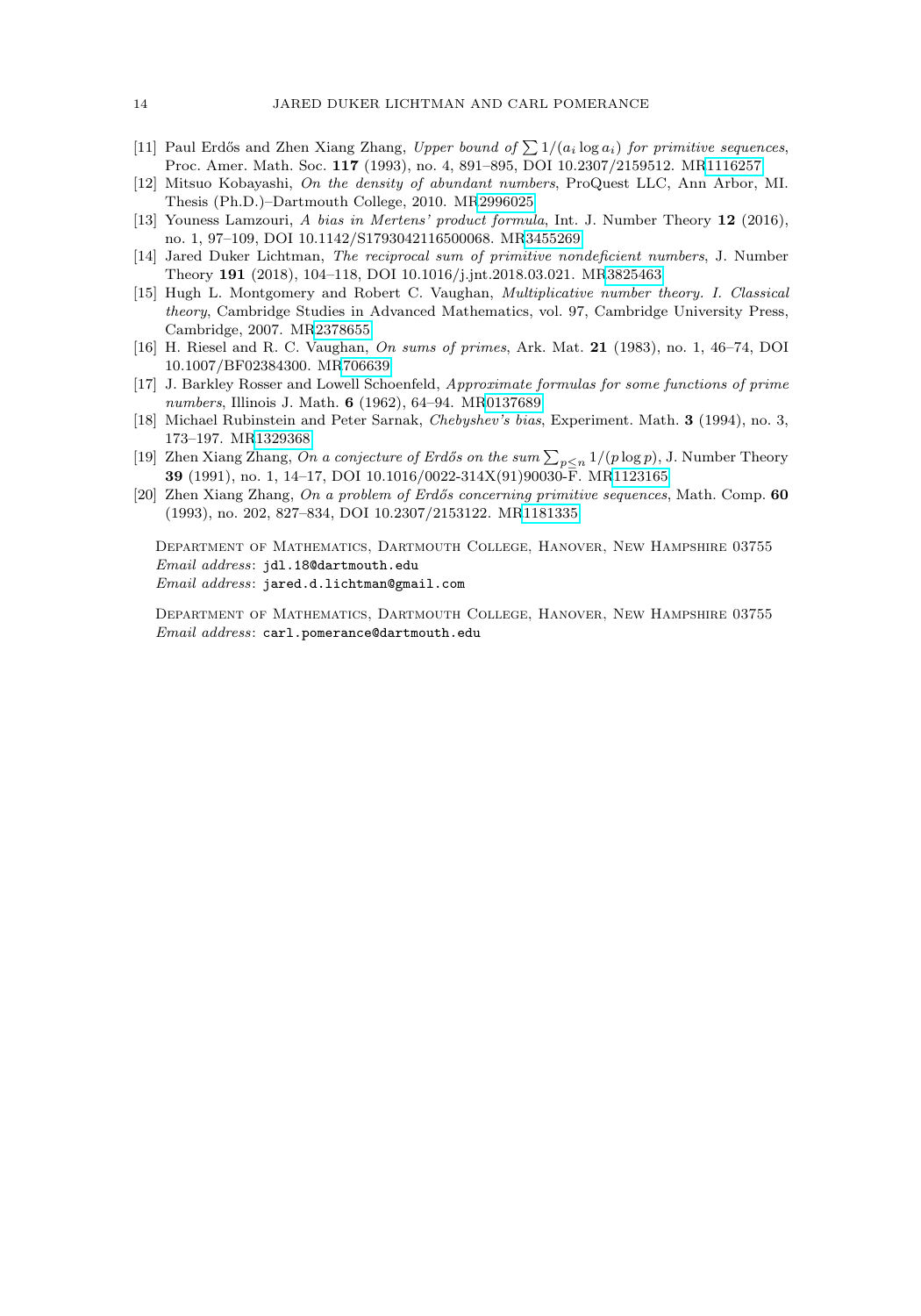[11] Paul Erdős and Zhen Xiang Zhang, *Upper bound of $\sum 1/(a_i \log a_i)$ for primitive sequences*, Proc. Amer. Math. Soc. **117** (1993), no. 4, 891–895, DOI 10.2307/2159512. MR1116257

[12] Mitsuo Kobayashi, *On the density of abundant numbers*, ProQuest LLC, Ann Arbor, MI. Thesis (Ph.D.)–Dartmouth College, 2010. MR2996025

[13] Youness Lamzouri, *A bias in Mertens' product formula*, Int. J. Number Theory **12** (2016), no. 1, 97–109, DOI 10.1142/S1793042116500068. MR3455269

[14] Jared Duker Lichtman, *The reciprocal sum of primitive nondeficient numbers*, J. Number Theory **191** (2018), 104–118, DOI 10.1016/j.jnt.2018.03.021. MR3825463

[15] Hugh L. Montgomery and Robert C. Vaughan, *Multiplicative number theory. I. Classical theory*, Cambridge Studies in Advanced Mathematics, vol. 97, Cambridge University Press, Cambridge, 2007. MR2378655

[16] H. Riesel and R. C. Vaughan, *On sums of primes*, Ark. Mat. **21** (1983), no. 1, 46–74, DOI 10.1007/BF02384300. MR706639

[17] J. Barkley Rosser and Lowell Schoenfeld, *Approximate formulas for some functions of prime numbers*, Illinois J. Math. **6** (1962), 64–94. MR0137689

[18] Michael Rubinstein and Peter Sarnak, *Chebyshev's bias*, Experiment. Math. **3** (1994), no. 3, 173–197. MR1329368

[19] Zhen Xiang Zhang, *On a conjecture of Erdős on the sum $\sum_{p \le n} 1/(p \log p)$*, J. Number Theory **39** (1991), no. 1, 14–17, DOI 10.1016/0022-314X(91)90030-F. MR1123165

[20] Zhen Xiang Zhang, *On a problem of Erdős concerning primitive sequences*, Math. Comp. **60** (1993), no. 202, 827–834, DOI 10.2307/2153122. MR1181335

Department of Mathematics, Dartmouth College, Hanover, New Hampshire 03755
*Email address*: jdl.18@dartmouth.edu
*Email address*: jared.d.lichtman@gmail.com

Department of Mathematics, Dartmouth College, Hanover, New Hampshire 03755
*Email address*: carl.pomerance@dartmouth.edu